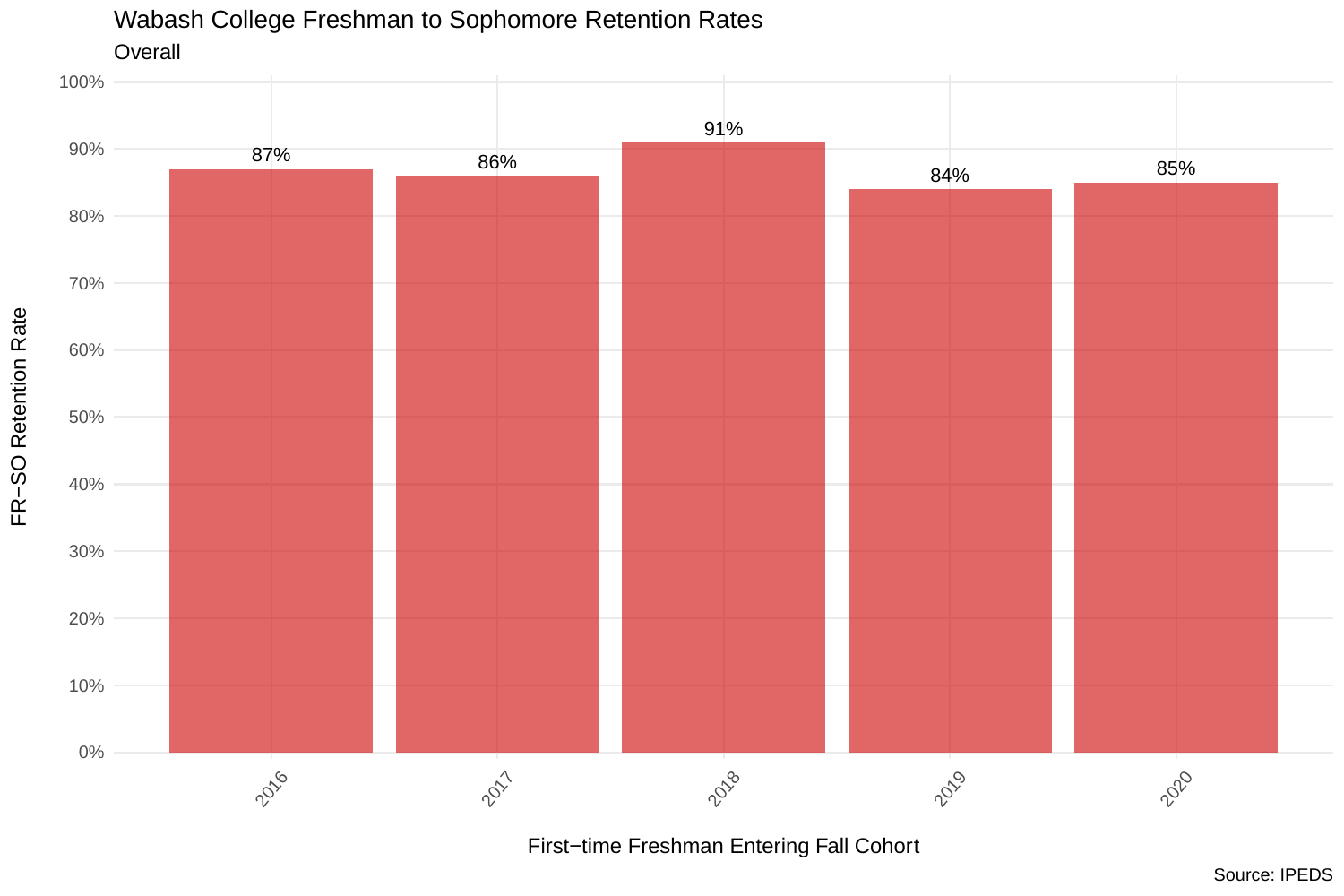# Wabash College Freshman to Sophomore Retention Rates

Overall

| First−time Freshman Entering Fall Cohort | FR−SO Retention Rate |
|---|---|
| 2016 | 87% |
| 2017 | 86% |
| 2018 | 91% |
| 2019 | 84% |
| 2020 | 85% |

Source: IPEDS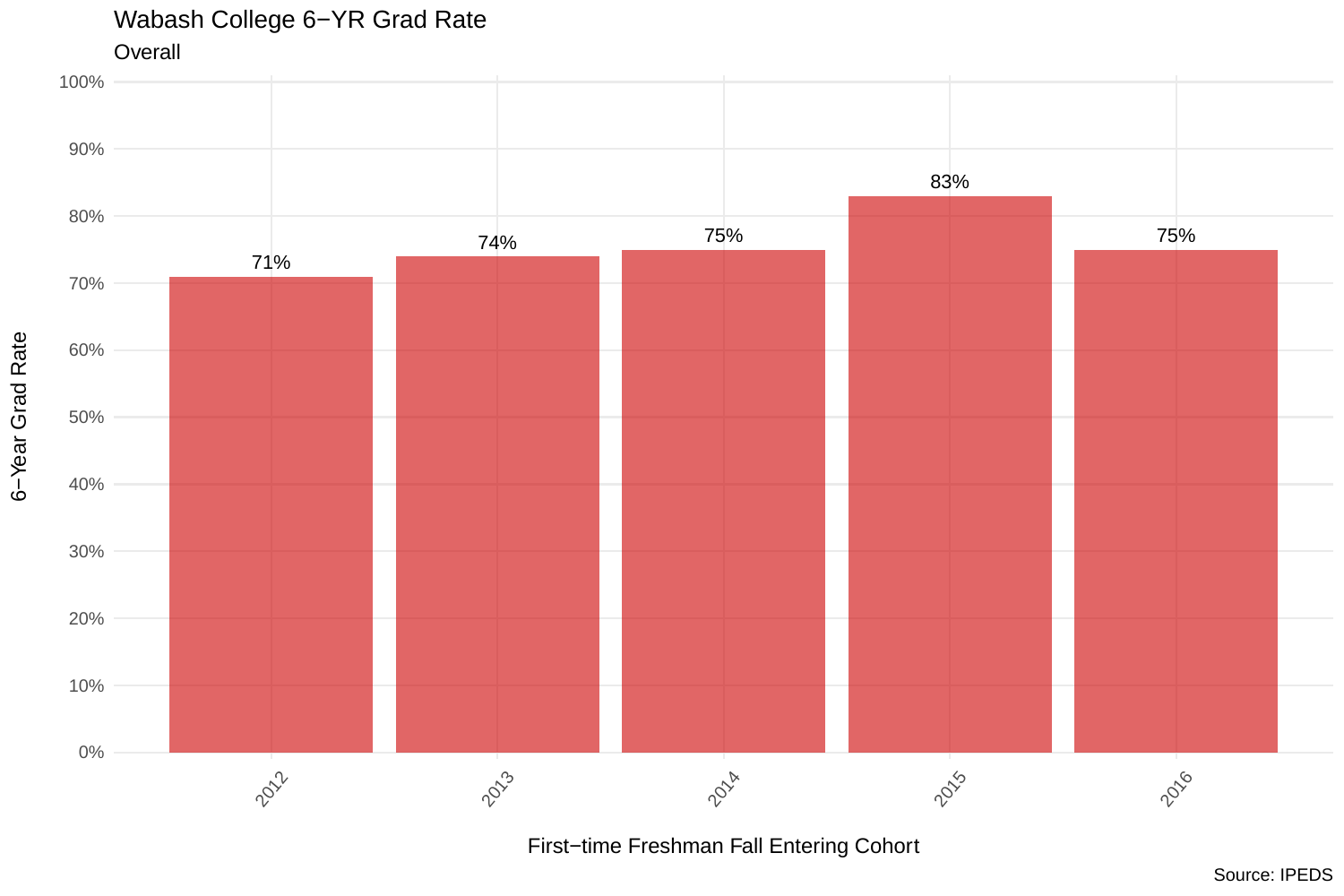# Wabash College 6−YR Grad Rate

## Overall

| First−time Freshman Fall Entering Cohort | 6−Year Grad Rate |
| --- | --- |
| 2012 | 71% |
| 2013 | 74% |
| 2014 | 75% |
| 2015 | 83% |
| 2016 | 75% |

Source: IPEDS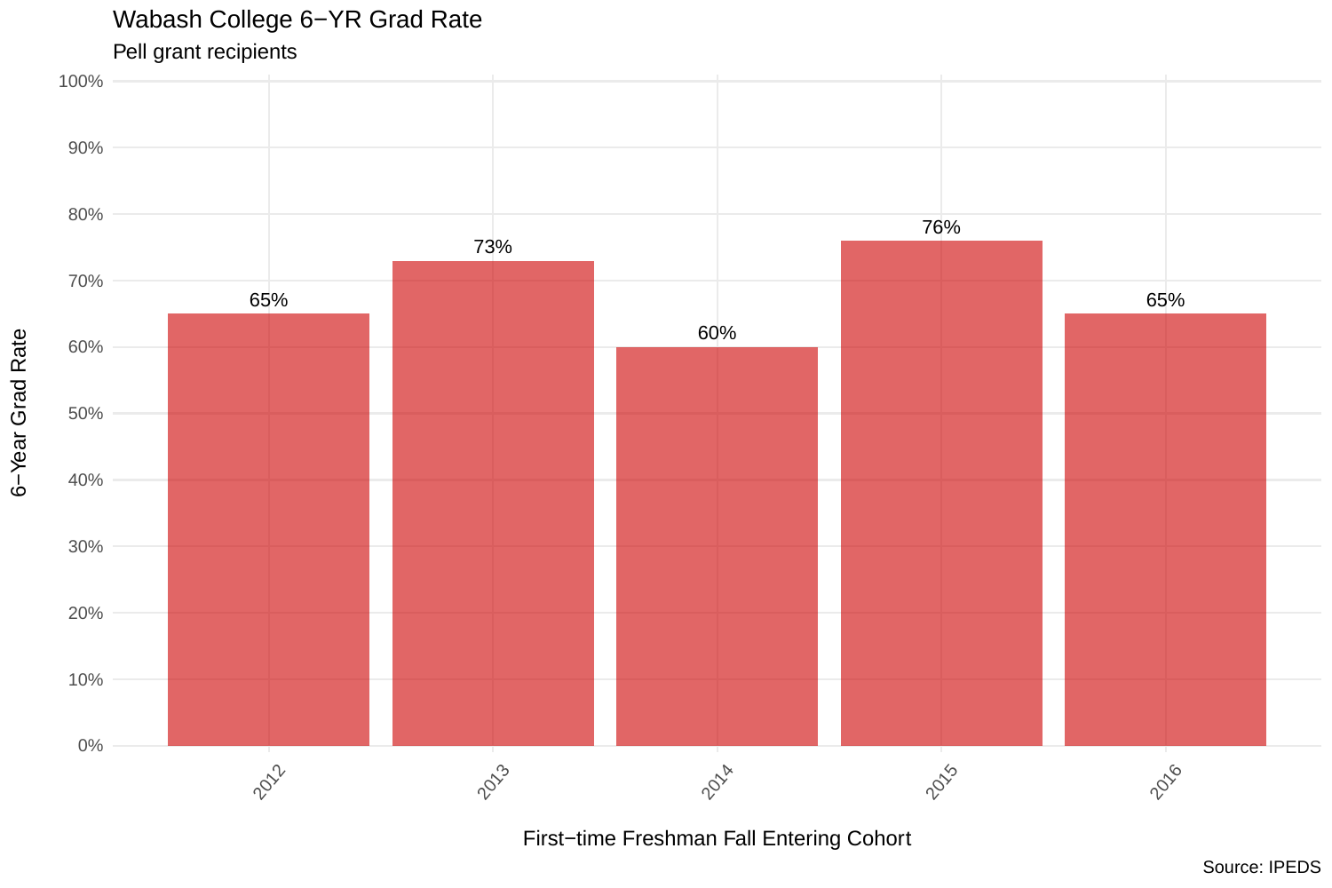# Wabash College 6−YR Grad Rate

Pell grant recipients

| First−time Freshman Fall Entering Cohort | 6−Year Grad Rate |
|---|---|
| 2012 | 65% |
| 2013 | 73% |
| 2014 | 60% |
| 2015 | 76% |
| 2016 | 65% |

Source: IPEDS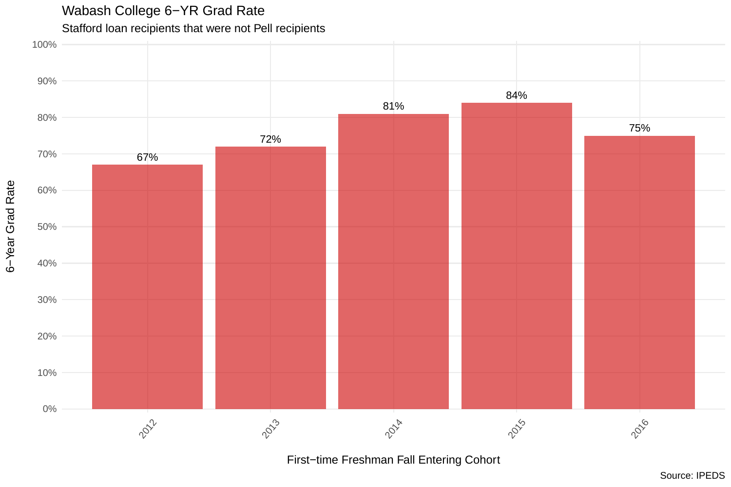# Wabash College 6−YR Grad Rate

Stafford loan recipients that were not Pell recipients

| First−time Freshman Fall Entering Cohort | 6−Year Grad Rate |
| --- | --- |
| 2012 | 67% |
| 2013 | 72% |
| 2014 | 81% |
| 2015 | 84% |
| 2016 | 75% |

Source: IPEDS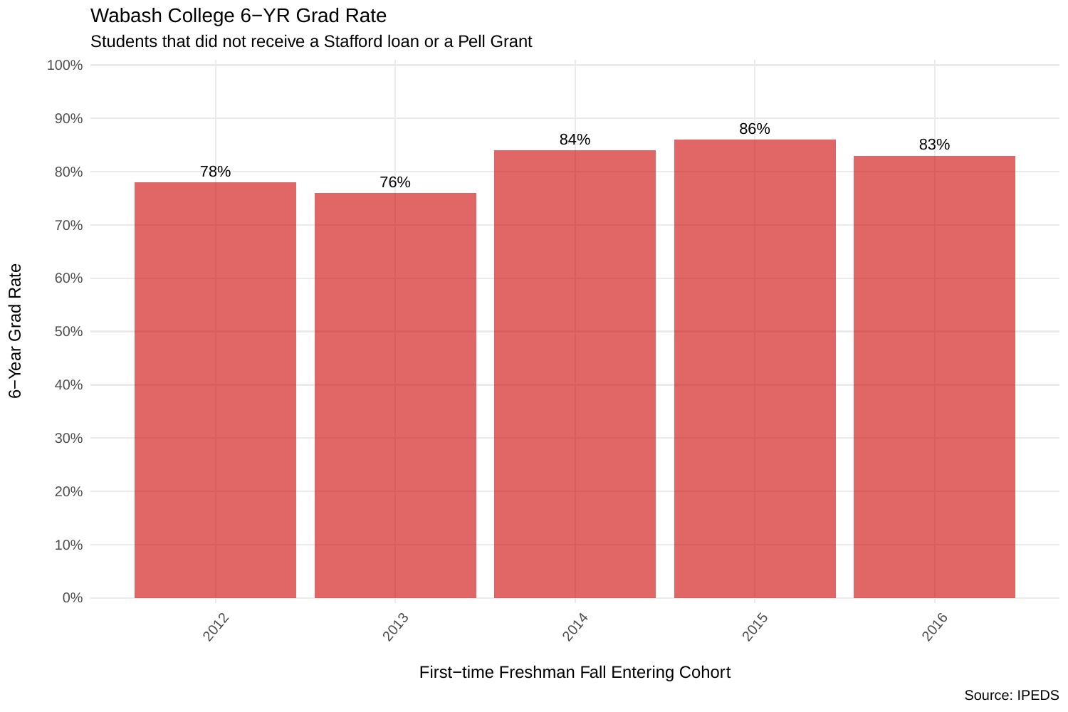# Wabash College 6−YR Grad Rate

Students that did not receive a Stafford loan or a Pell Grant

| First−time Freshman Fall Entering Cohort | 6−Year Grad Rate |
| --- | --- |
| 2012 | 78% |
| 2013 | 76% |
| 2014 | 84% |
| 2015 | 86% |
| 2016 | 83% |

Source: IPEDS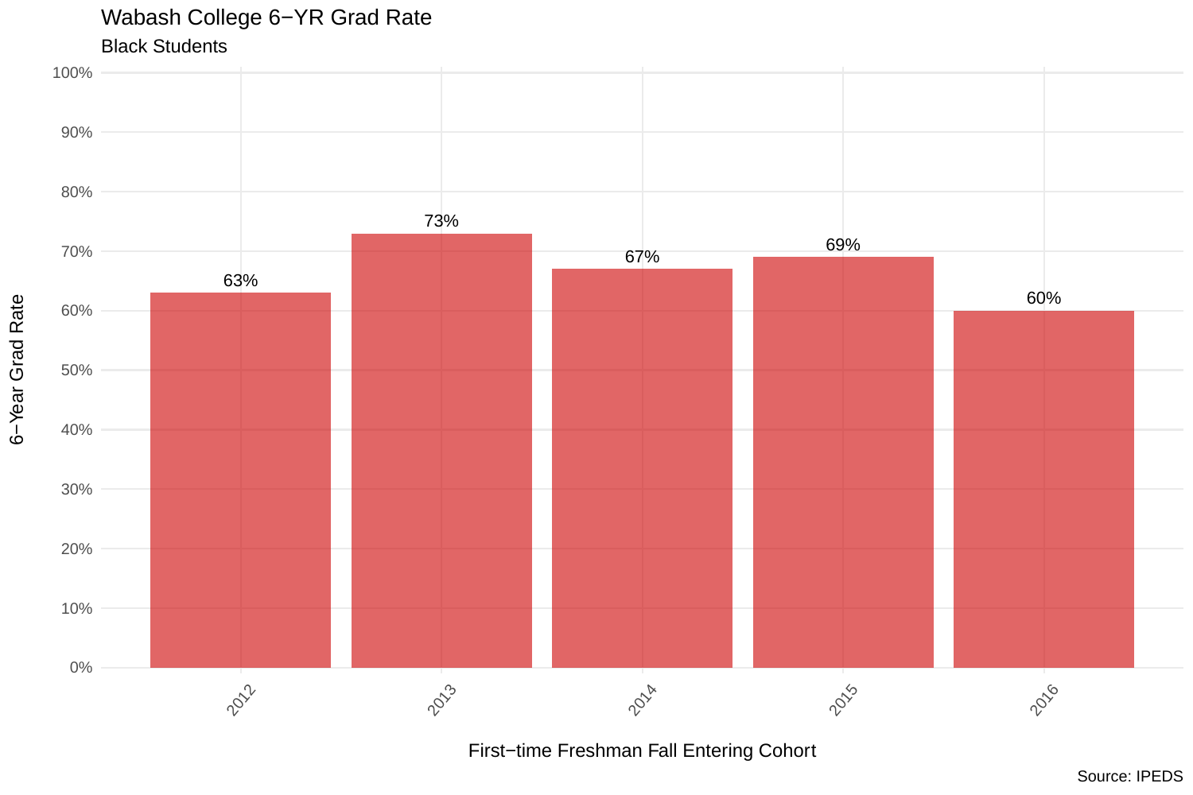# Wabash College 6−YR Grad Rate

Black Students

| First−time Freshman Fall Entering Cohort | 6−Year Grad Rate |
|---|---|
| 2012 | 63% |
| 2013 | 73% |
| 2014 | 67% |
| 2015 | 69% |
| 2016 | 60% |

Source: IPEDS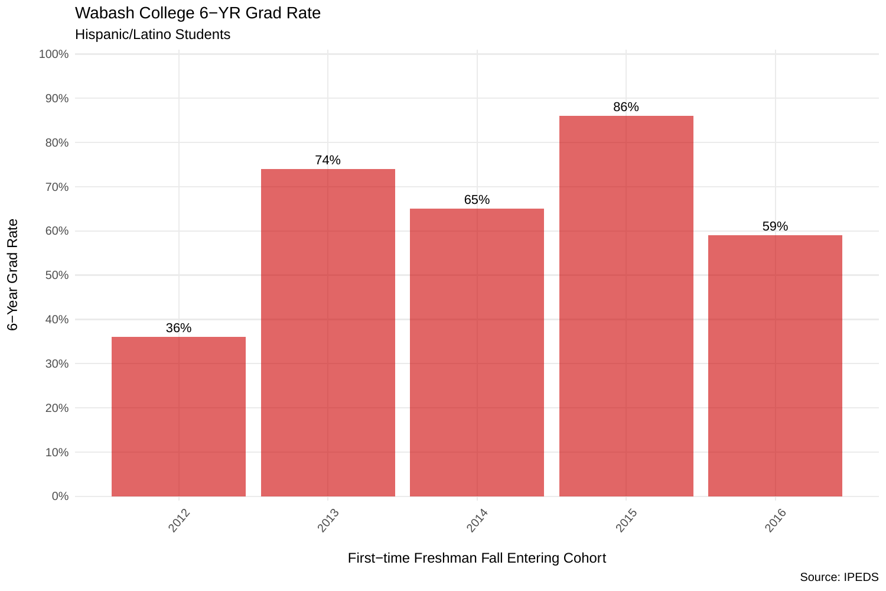# Wabash College 6−YR Grad Rate

## Hispanic/Latino Students

| First−time Freshman Fall Entering Cohort | 6−Year Grad Rate |
|---|---|
| 2012 | 36% |
| 2013 | 74% |
| 2014 | 65% |
| 2015 | 86% |
| 2016 | 59% |

Source: IPEDS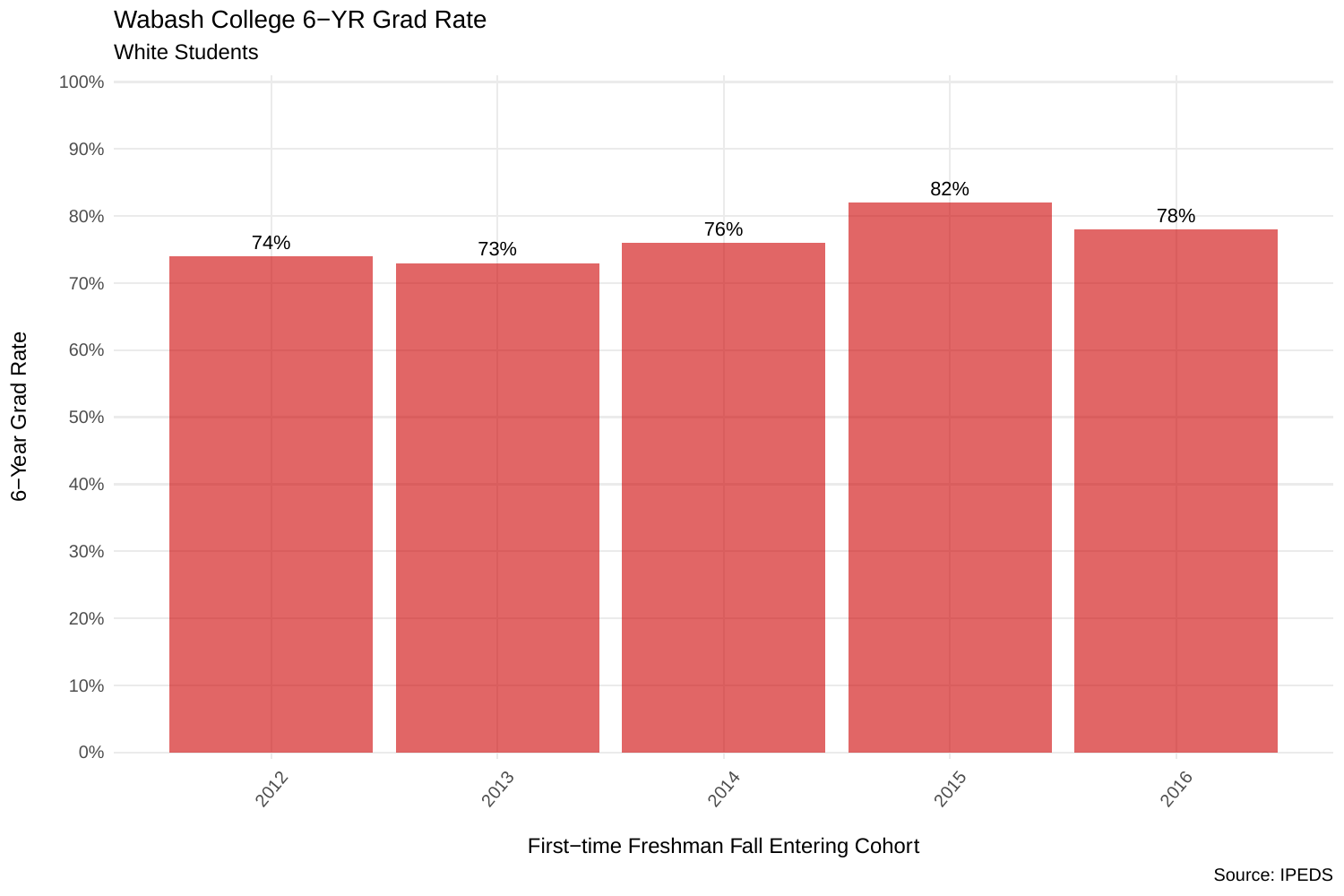# Wabash College 6−YR Grad Rate

## White Students

| First−time Freshman Fall Entering Cohort | 6−Year Grad Rate |
| --- | --- |
| 2012 | 74% |
| 2013 | 73% |
| 2014 | 76% |
| 2015 | 82% |
| 2016 | 78% |

Source: IPEDS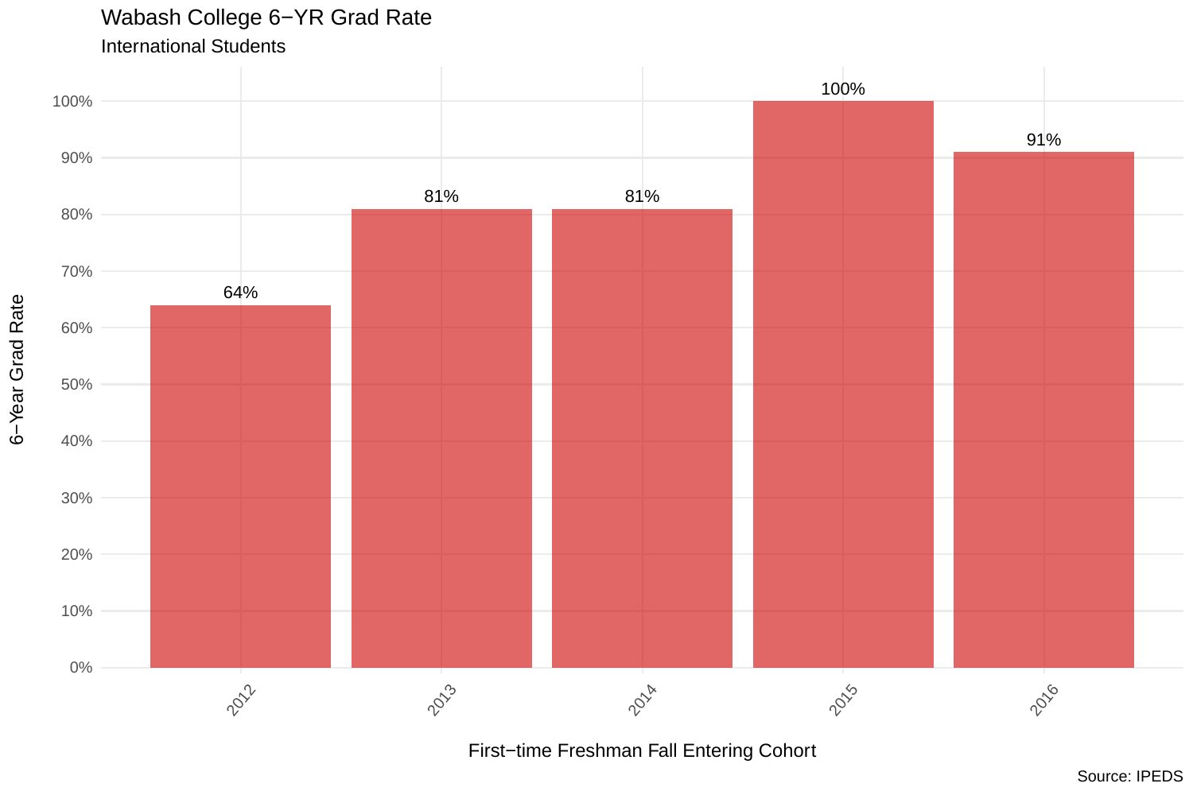Wabash College 6−YR Grad Rate

International Students

6−Year Grad Rate

100%
90%
80%
70%
60%
50%
40%
30%
20%
10%
0%

64%
81%
81%
100%
91%

2012
2013
2014
2015
2016

First−time Freshman Fall Entering Cohort

Source: IPEDS